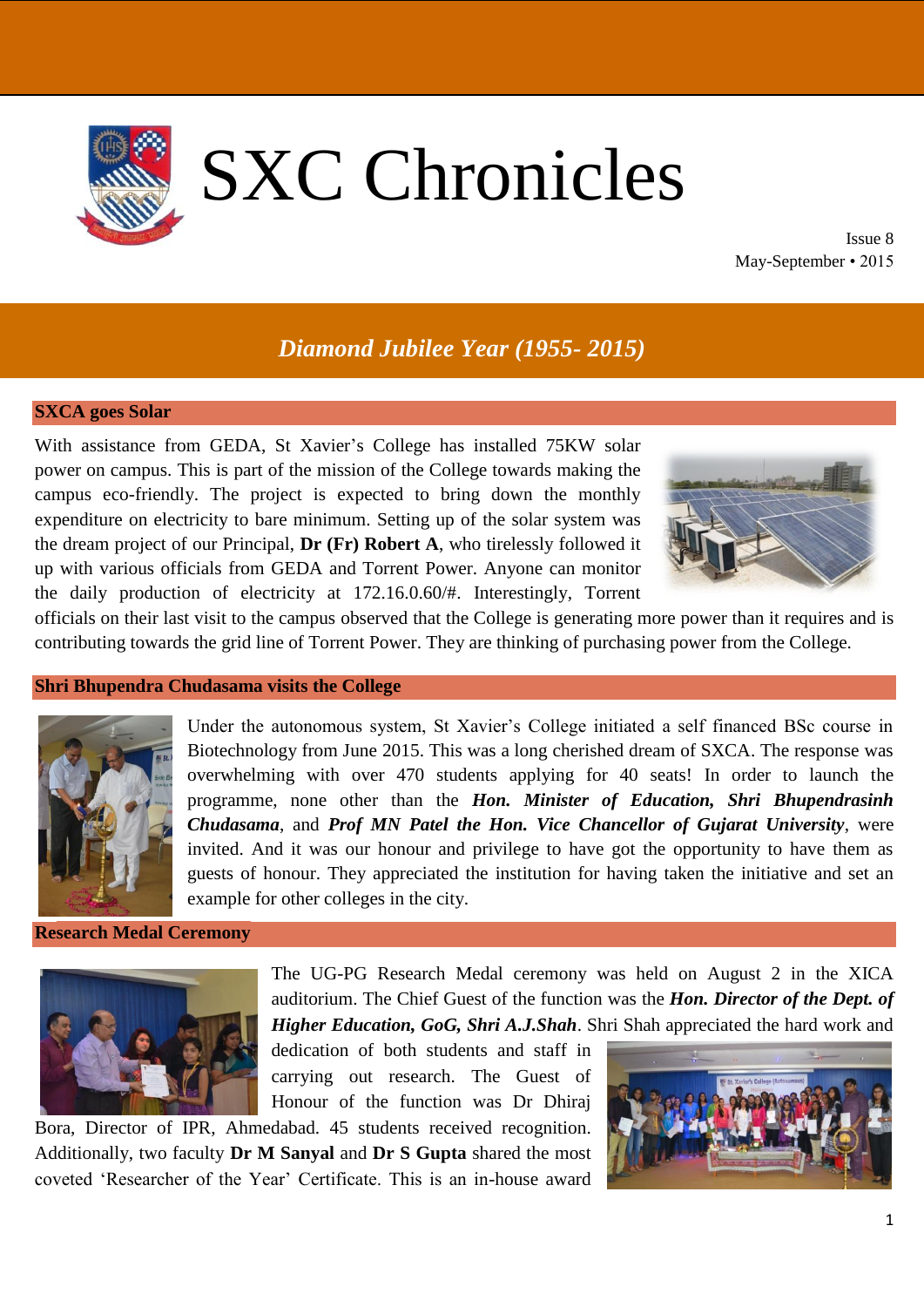# SXC Chronicles

Issue 8
May-September • 2015

*Diamond Jubilee Year (1955- 2015)*

## SXCA goes Solar

With assistance from GEDA, St Xavier's College has installed 75KW solar power on campus. This is part of the mission of the College towards making the campus eco-friendly. The project is expected to bring down the monthly expenditure on electricity to bare minimum. Setting up of the solar system was the dream project of our Principal, **Dr (Fr) Robert A**, who tirelessly followed it up with various officials from GEDA and Torrent Power. Anyone can monitor the daily production of electricity at 172.16.0.60/#. Interestingly, Torrent officials on their last visit to the campus observed that the College is generating more power than it requires and is contributing towards the grid line of Torrent Power. They are thinking of purchasing power from the College.

## Shri Bhupendra Chudasama visits the College

Under the autonomous system, St Xavier's College initiated a self financed BSc course in Biotechnology from June 2015. This was a long cherished dream of SXCA. The response was overwhelming with over 470 students applying for 40 seats! In order to launch the programme, none other than the ***Hon. Minister of Education, Shri Bhupendrasinh Chudasama***, and ***Prof MN Patel the Hon. Vice Chancellor of Gujarat University***, were invited. And it was our honour and privilege to have got the opportunity to have them as guests of honour. They appreciated the institution for having taken the initiative and set an example for other colleges in the city.

## Research Medal Ceremony

The UG-PG Research Medal ceremony was held on August 2 in the XICA auditorium. The Chief Guest of the function was the ***Hon. Director of the Dept. of Higher Education, GoG, Shri A.J.Shah***. Shri Shah appreciated the hard work and dedication of both students and staff in carrying out research. The Guest of Honour of the function was Dr Dhiraj Bora, Director of IPR, Ahmedabad. 45 students received recognition. Additionally, two faculty **Dr M Sanyal** and **Dr S Gupta** shared the most coveted 'Researcher of the Year' Certificate. This is an in-house award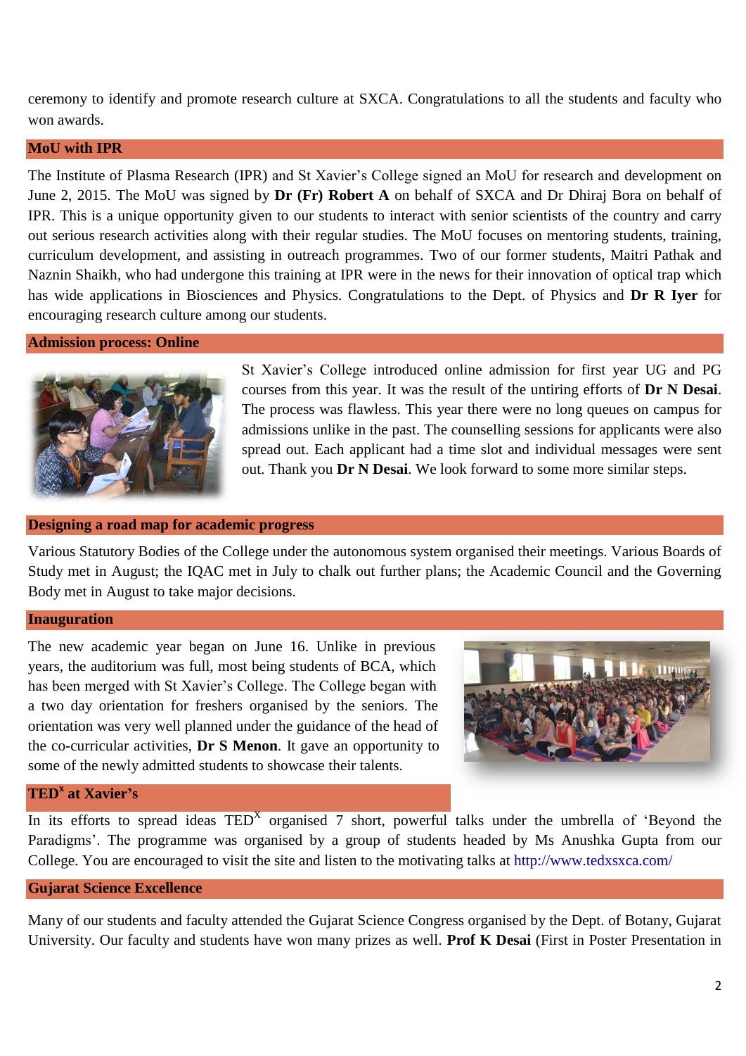ceremony to identify and promote research culture at SXCA. Congratulations to all the students and faculty who won awards.

## MoU with IPR

The Institute of Plasma Research (IPR) and St Xavier's College signed an MoU for research and development on June 2, 2015. The MoU was signed by **Dr (Fr) Robert A** on behalf of SXCA and Dr Dhiraj Bora on behalf of IPR. This is a unique opportunity given to our students to interact with senior scientists of the country and carry out serious research activities along with their regular studies. The MoU focuses on mentoring students, training, curriculum development, and assisting in outreach programmes. Two of our former students, Maitri Pathak and Naznin Shaikh, who had undergone this training at IPR were in the news for their innovation of optical trap which has wide applications in Biosciences and Physics. Congratulations to the Dept. of Physics and **Dr R Iyer** for encouraging research culture among our students.

## Admission process: Online

St Xavier's College introduced online admission for first year UG and PG courses from this year. It was the result of the untiring efforts of **Dr N Desai**. The process was flawless. This year there were no long queues on campus for admissions unlike in the past. The counselling sessions for applicants were also spread out. Each applicant had a time slot and individual messages were sent out. Thank you **Dr N Desai**. We look forward to some more similar steps.

## Designing a road map for academic progress

Various Statutory Bodies of the College under the autonomous system organised their meetings. Various Boards of Study met in August; the IQAC met in July to chalk out further plans; the Academic Council and the Governing Body met in August to take major decisions.

## Inauguration

The new academic year began on June 16. Unlike in previous years, the auditorium was full, most being students of BCA, which has been merged with St Xavier's College. The College began with a two day orientation for freshers organised by the seniors. The orientation was very well planned under the guidance of the head of the co-curricular activities, **Dr S Menon**. It gave an opportunity to some of the newly admitted students to showcase their talents.

## TED$^{x}$ at Xavier's

In its efforts to spread ideas TED$^{X}$ organised 7 short, powerful talks under the umbrella of 'Beyond the Paradigms'. The programme was organised by a group of students headed by Ms Anushka Gupta from our College. You are encouraged to visit the site and listen to the motivating talks at http://www.tedxsxca.com/

## Gujarat Science Excellence

Many of our students and faculty attended the Gujarat Science Congress organised by the Dept. of Botany, Gujarat University. Our faculty and students have won many prizes as well. **Prof K Desai** (First in Poster Presentation in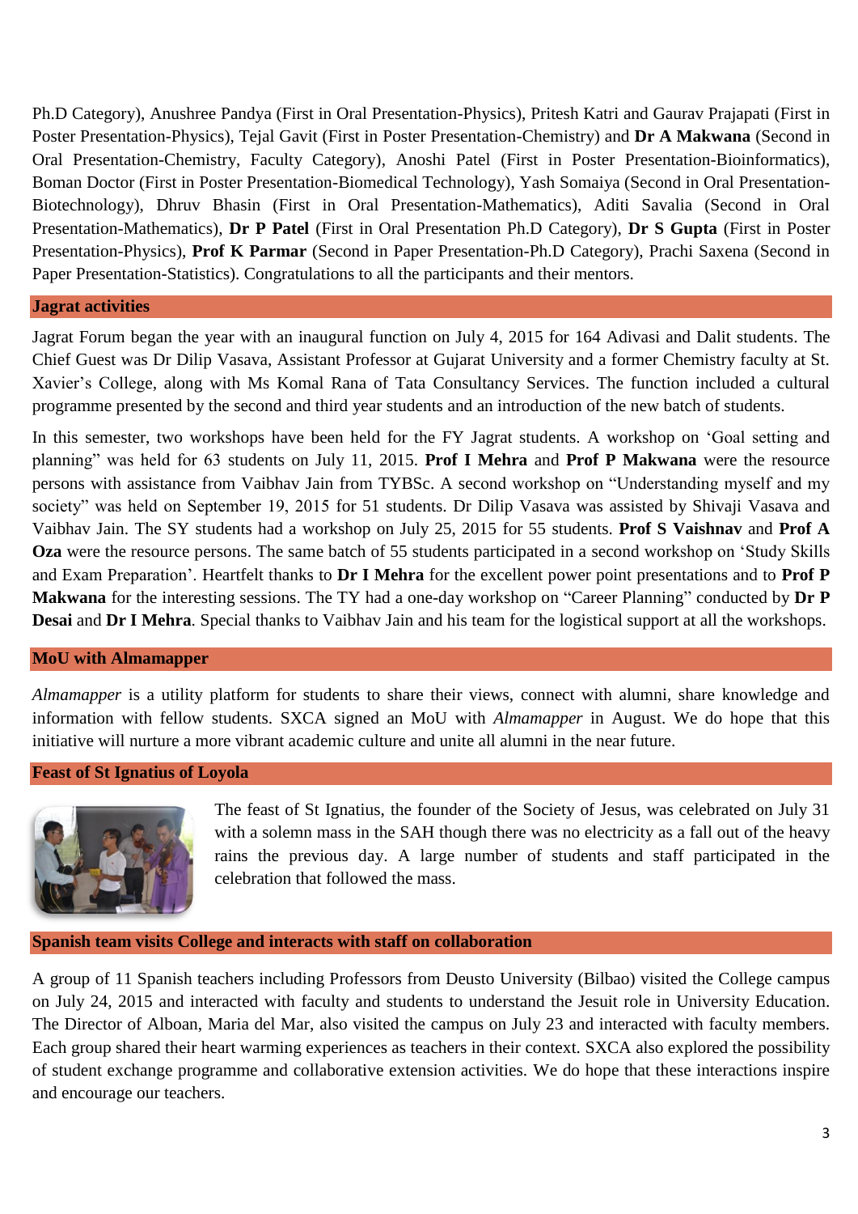Ph.D Category), Anushree Pandya (First in Oral Presentation-Physics), Pritesh Katri and Gaurav Prajapati (First in Poster Presentation-Physics), Tejal Gavit (First in Poster Presentation-Chemistry) and **Dr A Makwana** (Second in Oral Presentation-Chemistry, Faculty Category), Anoshi Patel (First in Poster Presentation-Bioinformatics), Boman Doctor (First in Poster Presentation-Biomedical Technology), Yash Somaiya (Second in Oral Presentation-Biotechnology), Dhruv Bhasin (First in Oral Presentation-Mathematics), Aditi Savalia (Second in Oral Presentation-Mathematics), **Dr P Patel** (First in Oral Presentation Ph.D Category), **Dr S Gupta** (First in Poster Presentation-Physics), **Prof K Parmar** (Second in Paper Presentation-Ph.D Category), Prachi Saxena (Second in Paper Presentation-Statistics). Congratulations to all the participants and their mentors.

## Jagrat activities

Jagrat Forum began the year with an inaugural function on July 4, 2015 for 164 Adivasi and Dalit students. The Chief Guest was Dr Dilip Vasava, Assistant Professor at Gujarat University and a former Chemistry faculty at St. Xavier's College, along with Ms Komal Rana of Tata Consultancy Services. The function included a cultural programme presented by the second and third year students and an introduction of the new batch of students.

In this semester, two workshops have been held for the FY Jagrat students. A workshop on 'Goal setting and planning" was held for 63 students on July 11, 2015. **Prof I Mehra** and **Prof P Makwana** were the resource persons with assistance from Vaibhav Jain from TYBSc. A second workshop on "Understanding myself and my society" was held on September 19, 2015 for 51 students. Dr Dilip Vasava was assisted by Shivaji Vasava and Vaibhav Jain. The SY students had a workshop on July 25, 2015 for 55 students. **Prof S Vaishnav** and **Prof A Oza** were the resource persons. The same batch of 55 students participated in a second workshop on 'Study Skills and Exam Preparation'. Heartfelt thanks to **Dr I Mehra** for the excellent power point presentations and to **Prof P Makwana** for the interesting sessions. The TY had a one-day workshop on "Career Planning" conducted by **Dr P Desai** and **Dr I Mehra**. Special thanks to Vaibhav Jain and his team for the logistical support at all the workshops.

## MoU with Almamapper

*Almamapper* is a utility platform for students to share their views, connect with alumni, share knowledge and information with fellow students. SXCA signed an MoU with *Almamapper* in August. We do hope that this initiative will nurture a more vibrant academic culture and unite all alumni in the near future.

## Feast of St Ignatius of Loyola

The feast of St Ignatius, the founder of the Society of Jesus, was celebrated on July 31 with a solemn mass in the SAH though there was no electricity as a fall out of the heavy rains the previous day. A large number of students and staff participated in the celebration that followed the mass.

## Spanish team visits College and interacts with staff on collaboration

A group of 11 Spanish teachers including Professors from Deusto University (Bilbao) visited the College campus on July 24, 2015 and interacted with faculty and students to understand the Jesuit role in University Education. The Director of Alboan, Maria del Mar, also visited the campus on July 23 and interacted with faculty members. Each group shared their heart warming experiences as teachers in their context. SXCA also explored the possibility of student exchange programme and collaborative extension activities. We do hope that these interactions inspire and encourage our teachers.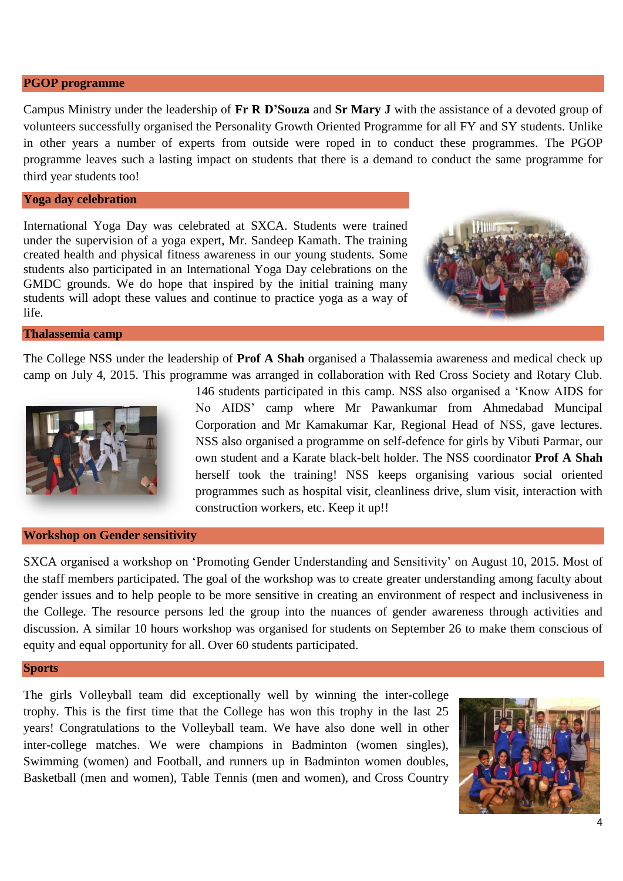## PGOP programme

Campus Ministry under the leadership of **Fr R D'Souza** and **Sr Mary J** with the assistance of a devoted group of volunteers successfully organised the Personality Growth Oriented Programme for all FY and SY students. Unlike in other years a number of experts from outside were roped in to conduct these programmes. The PGOP programme leaves such a lasting impact on students that there is a demand to conduct the same programme for third year students too!

## Yoga day celebration

International Yoga Day was celebrated at SXCA. Students were trained under the supervision of a yoga expert, Mr. Sandeep Kamath. The training created health and physical fitness awareness in our young students. Some students also participated in an International Yoga Day celebrations on the GMDC grounds. We do hope that inspired by the initial training many students will adopt these values and continue to practice yoga as a way of life.

## Thalassemia camp

The College NSS under the leadership of **Prof A Shah** organised a Thalassemia awareness and medical check up camp on July 4, 2015. This programme was arranged in collaboration with Red Cross Society and Rotary Club. 146 students participated in this camp. NSS also organised a 'Know AIDS for No AIDS' camp where Mr Pawankumar from Ahmedabad Muncipal Corporation and Mr Kamakumar Kar, Regional Head of NSS, gave lectures. NSS also organised a programme on self-defence for girls by Vibuti Parmar, our own student and a Karate black-belt holder. The NSS coordinator **Prof A Shah** herself took the training! NSS keeps organising various social oriented programmes such as hospital visit, cleanliness drive, slum visit, interaction with construction workers, etc. Keep it up!!

## Workshop on Gender sensitivity

SXCA organised a workshop on 'Promoting Gender Understanding and Sensitivity' on August 10, 2015. Most of the staff members participated. The goal of the workshop was to create greater understanding among faculty about gender issues and to help people to be more sensitive in creating an environment of respect and inclusiveness in the College. The resource persons led the group into the nuances of gender awareness through activities and discussion. A similar 10 hours workshop was organised for students on September 26 to make them conscious of equity and equal opportunity for all. Over 60 students participated.

## Sports

The girls Volleyball team did exceptionally well by winning the inter-college trophy. This is the first time that the College has won this trophy in the last 25 years! Congratulations to the Volleyball team. We have also done well in other inter-college matches. We were champions in Badminton (women singles), Swimming (women) and Football, and runners up in Badminton women doubles, Basketball (men and women), Table Tennis (men and women), and Cross Country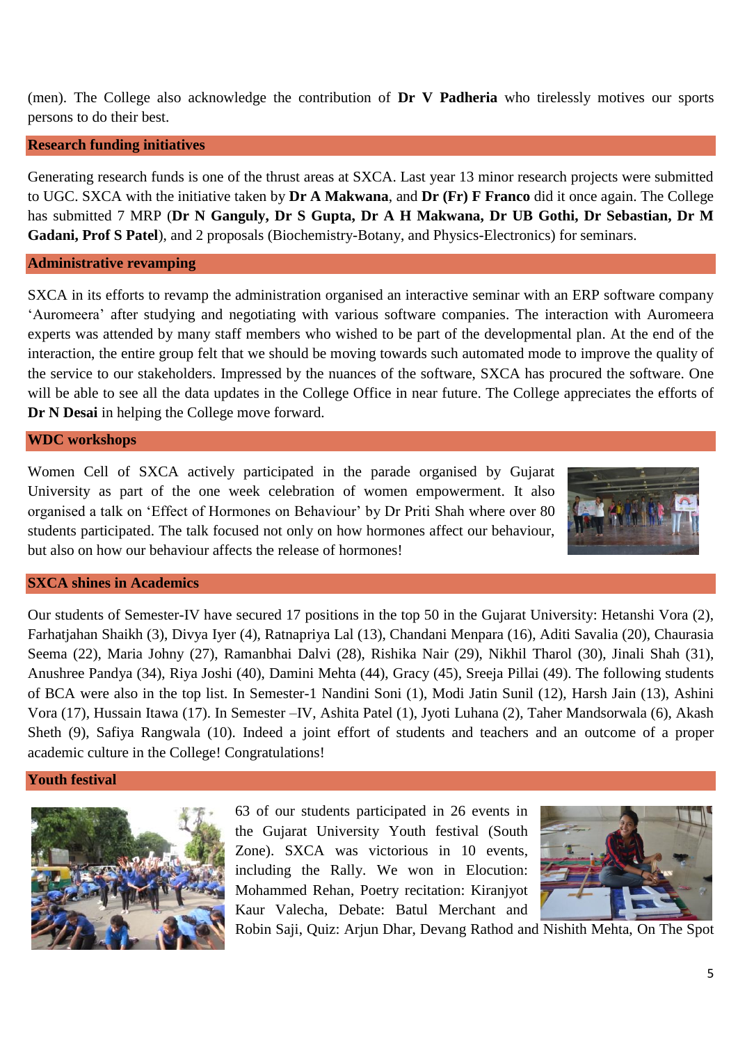(men). The College also acknowledge the contribution of **Dr V Padheria** who tirelessly motives our sports persons to do their best.

## Research funding initiatives

Generating research funds is one of the thrust areas at SXCA. Last year 13 minor research projects were submitted to UGC. SXCA with the initiative taken by **Dr A Makwana**, and **Dr (Fr) F Franco** did it once again. The College has submitted 7 MRP (**Dr N Ganguly, Dr S Gupta, Dr A H Makwana, Dr UB Gothi, Dr Sebastian, Dr M Gadani, Prof S Patel**), and 2 proposals (Biochemistry-Botany, and Physics-Electronics) for seminars.

## Administrative revamping

SXCA in its efforts to revamp the administration organised an interactive seminar with an ERP software company 'Auromeera' after studying and negotiating with various software companies. The interaction with Auromeera experts was attended by many staff members who wished to be part of the developmental plan. At the end of the interaction, the entire group felt that we should be moving towards such automated mode to improve the quality of the service to our stakeholders. Impressed by the nuances of the software, SXCA has procured the software. One will be able to see all the data updates in the College Office in near future. The College appreciates the efforts of **Dr N Desai** in helping the College move forward.

## WDC workshops

Women Cell of SXCA actively participated in the parade organised by Gujarat University as part of the one week celebration of women empowerment. It also organised a talk on 'Effect of Hormones on Behaviour' by Dr Priti Shah where over 80 students participated. The talk focused not only on how hormones affect our behaviour, but also on how our behaviour affects the release of hormones!

## SXCA shines in Academics

Our students of Semester-IV have secured 17 positions in the top 50 in the Gujarat University: Hetanshi Vora (2), Farhatjahan Shaikh (3), Divya Iyer (4), Ratnapriya Lal (13), Chandani Menpara (16), Aditi Savalia (20), Chaurasia Seema (22), Maria Johny (27), Ramanbhai Dalvi (28), Rishika Nair (29), Nikhil Tharol (30), Jinali Shah (31), Anushree Pandya (34), Riya Joshi (40), Damini Mehta (44), Gracy (45), Sreeja Pillai (49). The following students of BCA were also in the top list. In Semester-1 Nandini Soni (1), Modi Jatin Sunil (12), Harsh Jain (13), Ashini Vora (17), Hussain Itawa (17). In Semester –IV, Ashita Patel (1), Jyoti Luhana (2), Taher Mandsorwala (6), Akash Sheth (9), Safiya Rangwala (10). Indeed a joint effort of students and teachers and an outcome of a proper academic culture in the College! Congratulations!

## Youth festival

63 of our students participated in 26 events in the Gujarat University Youth festival (South Zone). SXCA was victorious in 10 events, including the Rally. We won in Elocution: Mohammed Rehan, Poetry recitation: Kiranjyot Kaur Valecha, Debate: Batul Merchant and Robin Saji, Quiz: Arjun Dhar, Devang Rathod and Nishith Mehta, On The Spot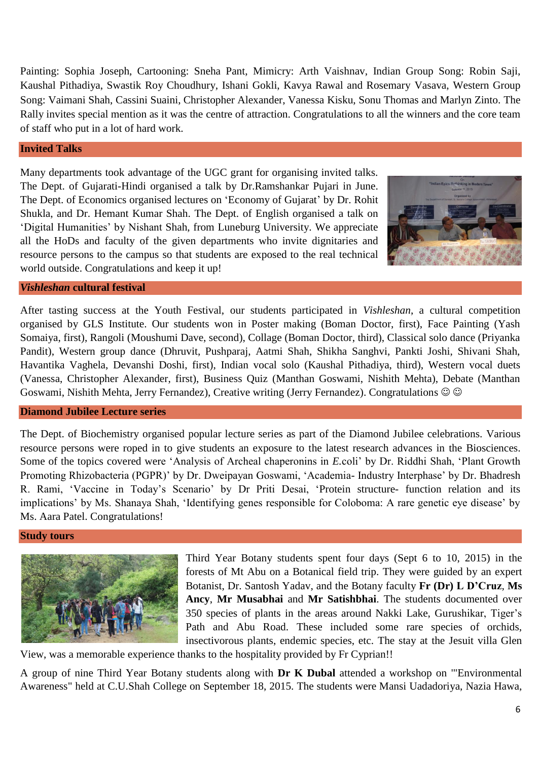Painting: Sophia Joseph, Cartooning: Sneha Pant, Mimicry: Arth Vaishnav, Indian Group Song: Robin Saji, Kaushal Pithadiya, Swastik Roy Choudhury, Ishani Gokli, Kavya Rawal and Rosemary Vasava, Western Group Song: Vaimani Shah, Cassini Suaini, Christopher Alexander, Vanessa Kisku, Sonu Thomas and Marlyn Zinto. The Rally invites special mention as it was the centre of attraction. Congratulations to all the winners and the core team of staff who put in a lot of hard work.

## Invited Talks

Many departments took advantage of the UGC grant for organising invited talks. The Dept. of Gujarati-Hindi organised a talk by Dr.Ramshankar Pujari in June. The Dept. of Economics organised lectures on 'Economy of Gujarat' by Dr. Rohit Shukla, and Dr. Hemant Kumar Shah. The Dept. of English organised a talk on 'Digital Humanities' by Nishant Shah, from Luneburg University. We appreciate all the HoDs and faculty of the given departments who invite dignitaries and resource persons to the campus so that students are exposed to the real technical world outside. Congratulations and keep it up!

## *Vishleshan* cultural festival

After tasting success at the Youth Festival, our students participated in *Vishleshan*, a cultural competition organised by GLS Institute. Our students won in Poster making (Boman Doctor, first), Face Painting (Yash Somaiya, first), Rangoli (Moushumi Dave, second), Collage (Boman Doctor, third), Classical solo dance (Priyanka Pandit), Western group dance (Dhruvit, Pushparaj, Aatmi Shah, Shikha Sanghvi, Pankti Joshi, Shivani Shah, Havantika Vaghela, Devanshi Doshi, first), Indian vocal solo (Kaushal Pithadiya, third), Western vocal duets (Vanessa, Christopher Alexander, first), Business Quiz (Manthan Goswami, Nishith Mehta), Debate (Manthan Goswami, Nishith Mehta, Jerry Fernandez), Creative writing (Jerry Fernandez). Congratulations ☺ ☺

## Diamond Jubilee Lecture series

The Dept. of Biochemistry organised popular lecture series as part of the Diamond Jubilee celebrations. Various resource persons were roped in to give students an exposure to the latest research advances in the Biosciences. Some of the topics covered were 'Analysis of Archeal chaperonins in *E.*coli' by Dr. Riddhi Shah, 'Plant Growth Promoting Rhizobacteria (PGPR)' by Dr. Dweipayan Goswami, 'Academia- Industry Interphase' by Dr. Bhadresh R. Rami, 'Vaccine in Today's Scenario' by Dr Priti Desai, 'Protein structure- function relation and its implications' by Ms. Shanaya Shah, 'Identifying genes responsible for Coloboma: A rare genetic eye disease' by Ms. Aara Patel. Congratulations!

## Study tours

Third Year Botany students spent four days (Sept 6 to 10, 2015) in the forests of Mt Abu on a Botanical field trip. They were guided by an expert Botanist, Dr. Santosh Yadav, and the Botany faculty **Fr (Dr) L D'Cruz**, **Ms Ancy**, **Mr Musabhai** and **Mr Satishbhai**. The students documented over 350 species of plants in the areas around Nakki Lake, Gurushikar, Tiger's Path and Abu Road. These included some rare species of orchids, insectivorous plants, endemic species, etc. The stay at the Jesuit villa Glen View, was a memorable experience thanks to the hospitality provided by Fr Cyprian!!

A group of nine Third Year Botany students along with **Dr K Dubal** attended a workshop on "'Environmental Awareness" held at C.U.Shah College on September 18, 2015. The students were Mansi Uadadoriya, Nazia Hawa,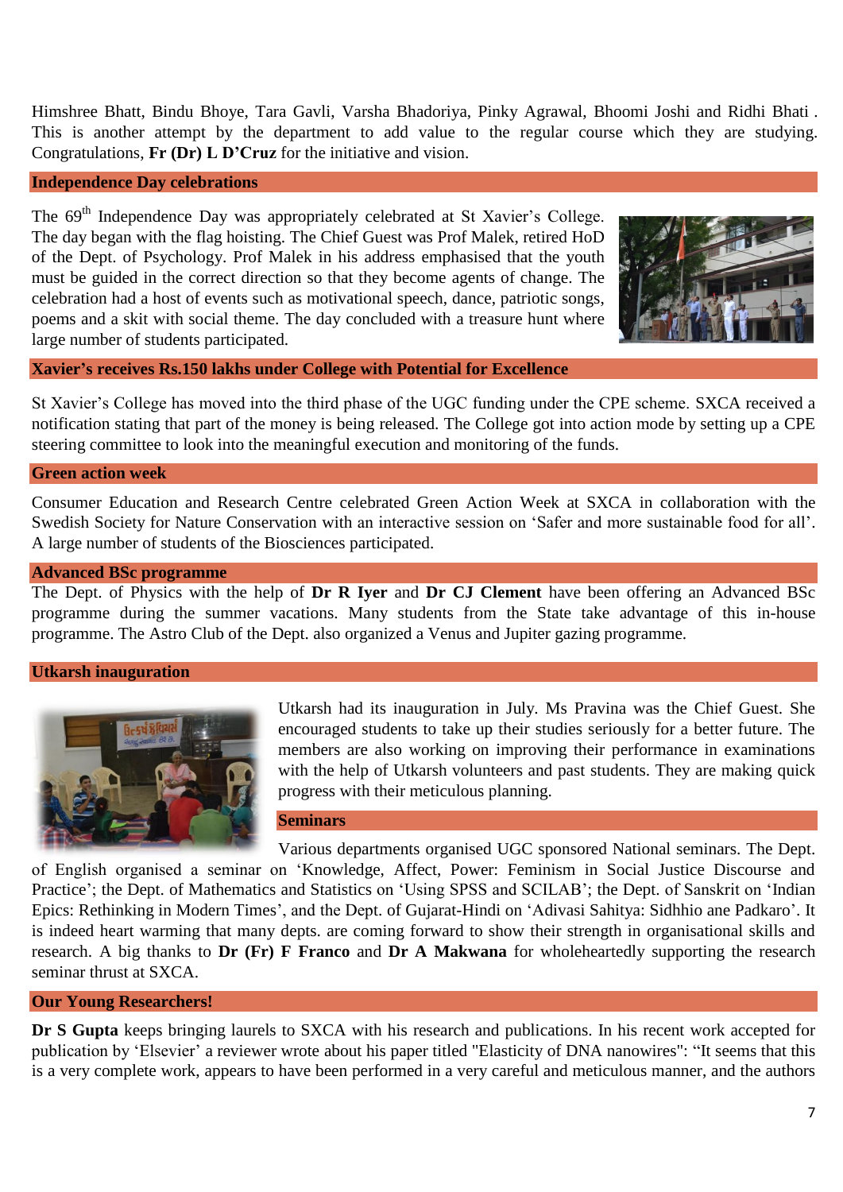Himshree Bhatt, Bindu Bhoye, Tara Gavli, Varsha Bhadoriya, Pinky Agrawal, Bhoomi Joshi and Ridhi Bhati . This is another attempt by the department to add value to the regular course which they are studying. Congratulations, **Fr (Dr) L D'Cruz** for the initiative and vision.

## Independence Day celebrations

The 69th Independence Day was appropriately celebrated at St Xavier's College. The day began with the flag hoisting. The Chief Guest was Prof Malek, retired HoD of the Dept. of Psychology. Prof Malek in his address emphasised that the youth must be guided in the correct direction so that they become agents of change. The celebration had a host of events such as motivational speech, dance, patriotic songs, poems and a skit with social theme. The day concluded with a treasure hunt where large number of students participated.

## Xavier's receives Rs.150 lakhs under College with Potential for Excellence

St Xavier's College has moved into the third phase of the UGC funding under the CPE scheme. SXCA received a notification stating that part of the money is being released. The College got into action mode by setting up a CPE steering committee to look into the meaningful execution and monitoring of the funds.

## Green action week

Consumer Education and Research Centre celebrated Green Action Week at SXCA in collaboration with the Swedish Society for Nature Conservation with an interactive session on 'Safer and more sustainable food for all'. A large number of students of the Biosciences participated.

## Advanced BSc programme

The Dept. of Physics with the help of **Dr R Iyer** and **Dr CJ Clement** have been offering an Advanced BSc programme during the summer vacations. Many students from the State take advantage of this in-house programme. The Astro Club of the Dept. also organized a Venus and Jupiter gazing programme.

## Utkarsh inauguration

Utkarsh had its inauguration in July. Ms Pravina was the Chief Guest. She encouraged students to take up their studies seriously for a better future. The members are also working on improving their performance in examinations with the help of Utkarsh volunteers and past students. They are making quick progress with their meticulous planning.

## Seminars

Various departments organised UGC sponsored National seminars. The Dept. of English organised a seminar on 'Knowledge, Affect, Power: Feminism in Social Justice Discourse and Practice'; the Dept. of Mathematics and Statistics on 'Using SPSS and SCILAB'; the Dept. of Sanskrit on 'Indian Epics: Rethinking in Modern Times', and the Dept. of Gujarat-Hindi on 'Adivasi Sahitya: Sidhhio ane Padkaro'. It is indeed heart warming that many depts. are coming forward to show their strength in organisational skills and research. A big thanks to **Dr (Fr) F Franco** and **Dr A Makwana** for wholeheartedly supporting the research seminar thrust at SXCA.

## Our Young Researchers!

**Dr S Gupta** keeps bringing laurels to SXCA with his research and publications. In his recent work accepted for publication by 'Elsevier' a reviewer wrote about his paper titled "Elasticity of DNA nanowires": "It seems that this is a very complete work, appears to have been performed in a very careful and meticulous manner, and the authors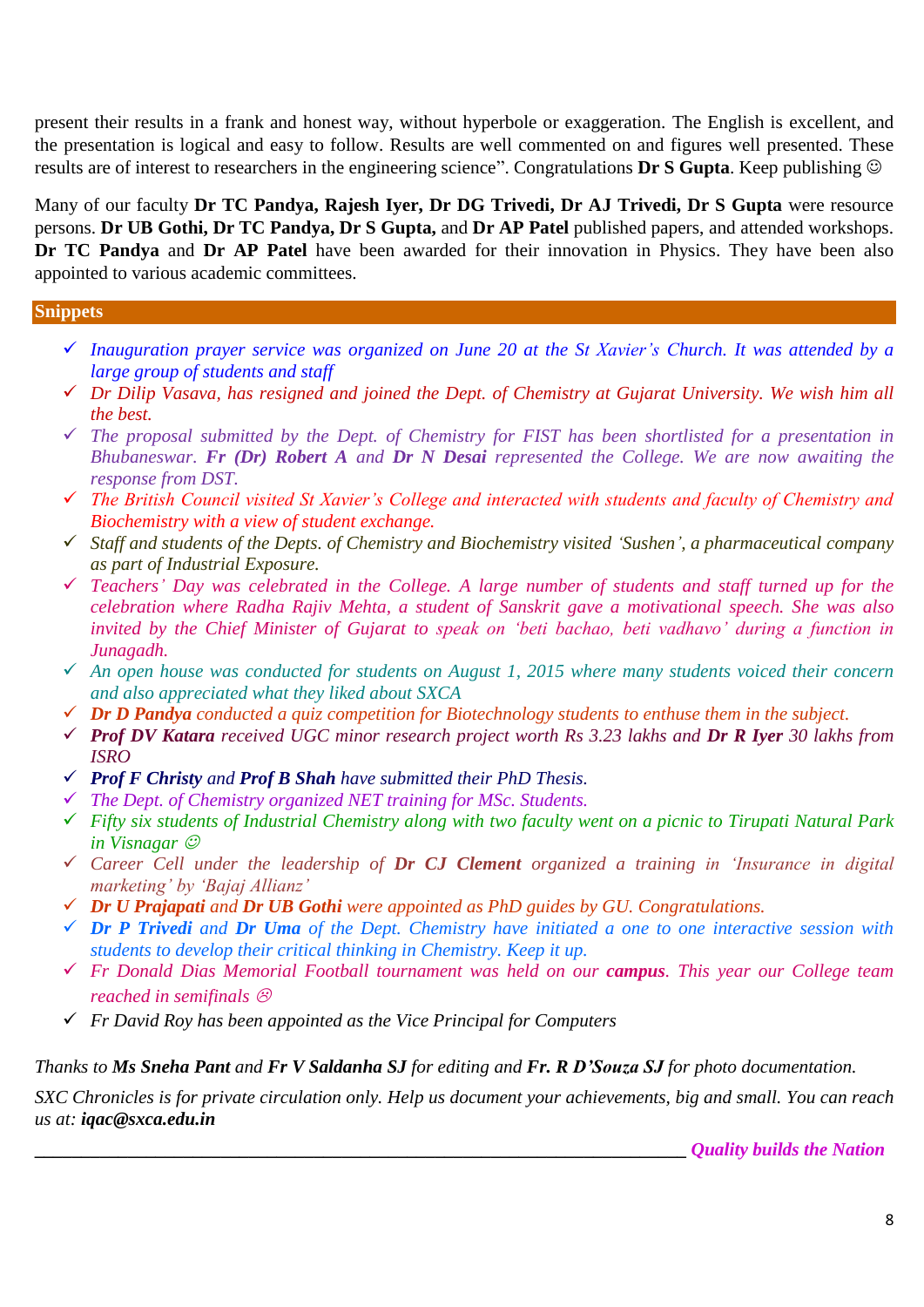present their results in a frank and honest way, without hyperbole or exaggeration. The English is excellent, and the presentation is logical and easy to follow. Results are well commented on and figures well presented. These results are of interest to researchers in the engineering science". Congratulations **Dr S Gupta**. Keep publishing ☺

Many of our faculty **Dr TC Pandya, Rajesh Iyer, Dr DG Trivedi, Dr AJ Trivedi, Dr S Gupta** were resource persons. **Dr UB Gothi, Dr TC Pandya, Dr S Gupta,** and **Dr AP Patel** published papers, and attended workshops. **Dr TC Pandya** and **Dr AP Patel** have been awarded for their innovation in Physics. They have been also appointed to various academic committees.

## Snippets

- ✓ *Inauguration prayer service was organized on June 20 at the St Xavier's Church. It was attended by a large group of students and staff*
- ✓ *Dr Dilip Vasava, has resigned and joined the Dept. of Chemistry at Gujarat University. We wish him all the best.*
- ✓ *The proposal submitted by the Dept. of Chemistry for FIST has been shortlisted for a presentation in Bhubaneswar. **Fr (Dr) Robert A** and **Dr N Desai** represented the College. We are now awaiting the response from DST.*
- ✓ *The British Council visited St Xavier's College and interacted with students and faculty of Chemistry and Biochemistry with a view of student exchange.*
- ✓ *Staff and students of the Depts. of Chemistry and Biochemistry visited 'Sushen', a pharmaceutical company as part of Industrial Exposure.*
- ✓ *Teachers' Day was celebrated in the College. A large number of students and staff turned up for the celebration where Radha Rajiv Mehta, a student of Sanskrit gave a motivational speech. She was also invited by the Chief Minister of Gujarat to speak on 'beti bachao, beti vadhavo' during a function in Junagadh.*
- ✓ *An open house was conducted for students on August 1, 2015 where many students voiced their concern and also appreciated what they liked about SXCA*
- ✓ ***Dr D Pandya** conducted a quiz competition for Biotechnology students to enthuse them in the subject.*
- ✓ ***Prof DV Katara** received UGC minor research project worth Rs 3.23 lakhs and **Dr R Iyer** 30 lakhs from ISRO*
- ✓ ***Prof F Christy** and **Prof B Shah** have submitted their PhD Thesis.*
- ✓ *The Dept. of Chemistry organized NET training for MSc. Students.*
- ✓ *Fifty six students of Industrial Chemistry along with two faculty went on a picnic to Tirupati Natural Park in Visnagar ☺*
- ✓ *Career Cell under the leadership of **Dr CJ Clement** organized a training in 'Insurance in digital marketing' by 'Bajaj Allianz'*
- ✓ ***Dr U Prajapati** and **Dr UB Gothi** were appointed as PhD guides by GU. Congratulations.*
- ✓ ***Dr P Trivedi** and **Dr Uma** of the Dept. Chemistry have initiated a one to one interactive session with students to develop their critical thinking in Chemistry. Keep it up.*
- ✓ *Fr Donald Dias Memorial Football tournament was held on our **campus**. This year our College team reached in semifinals ☹*
- ✓ *Fr David Roy has been appointed as the Vice Principal for Computers*

*Thanks to **Ms Sneha Pant** and **Fr V Saldanha SJ** for editing and **Fr. R D'Souza SJ** for photo documentation.*

*SXC Chronicles is for private circulation only. Help us document your achievements, big and small. You can reach us at: **iqac@sxca.edu.in***

*__________________________________________________________________ **Quality builds the Nation***